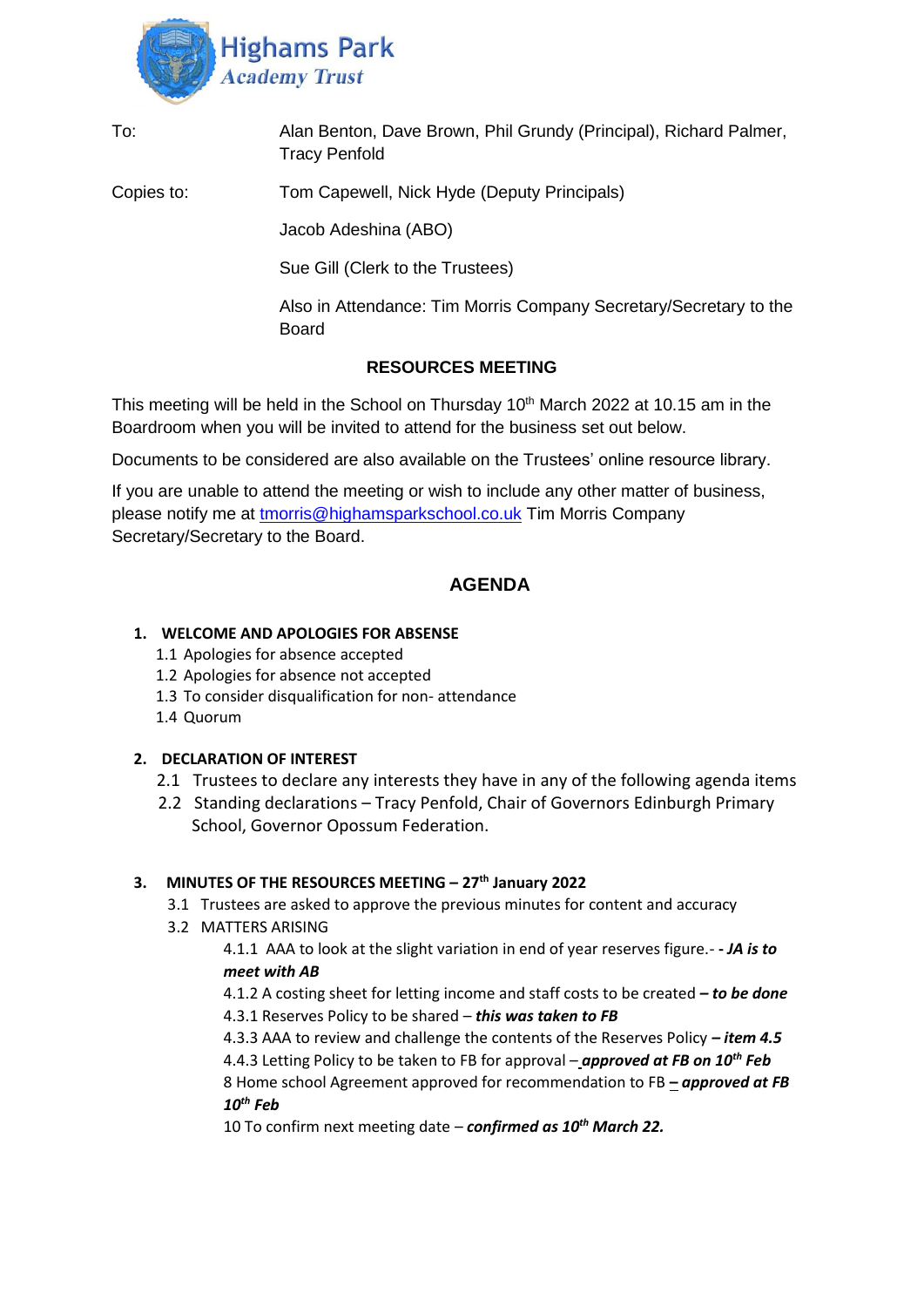**Highams Park Academy Trust**

| | |
|---|---|
| To: | Alan Benton, Dave Brown, Phil Grundy (Principal), Richard Palmer, Tracy Penfold |
| Copies to: | Tom Capewell, Nick Hyde (Deputy Principals) |
| | Jacob Adeshina (ABO) |
| | Sue Gill (Clerk to the Trustees) |
| | Also in Attendance: Tim Morris Company Secretary/Secretary to the Board |

## RESOURCES MEETING

This meeting will be held in the School on Thursday 10th March 2022 at 10.15 am in the Boardroom when you will be invited to attend for the business set out below.

Documents to be considered are also available on the Trustees' online resource library.

If you are unable to attend the meeting or wish to include any other matter of business, please notify me at tmorris@highamsparkschool.co.uk Tim Morris Company Secretary/Secretary to the Board.

## AGENDA

1. **WELCOME AND APOLOGIES FOR ABSENSE**
   - 1.1 Apologies for absence accepted
   - 1.2 Apologies for absence not accepted
   - 1.3 To consider disqualification for non- attendance
   - 1.4 Quorum

2. **DECLARATION OF INTEREST**
   - 2.1 Trustees to declare any interests they have in any of the following agenda items
   - 2.2 Standing declarations – Tracy Penfold, Chair of Governors Edinburgh Primary School, Governor Opossum Federation.

3. **MINUTES OF THE RESOURCES MEETING – 27th January 2022**
   - 3.1 Trustees are asked to approve the previous minutes for content and accuracy
   - 3.2 MATTERS ARISING
     - 4.1.1 AAA to look at the slight variation in end of year reserves figure.- ***- JA is to meet with AB***
     - 4.1.2 A costing sheet for letting income and staff costs to be created ***– to be done***
     - 4.3.1 Reserves Policy to be shared – ***this was taken to FB***
     - 4.3.3 AAA to review and challenge the contents of the Reserves Policy ***– item 4.5***
     - 4.4.3 Letting Policy to be taken to FB for approval – ***approved at FB on 10th Feb***
     - 8 Home school Agreement approved for recommendation to FB ***– approved at FB 10th Feb***
     - 10 To confirm next meeting date – ***confirmed as 10th March 22.***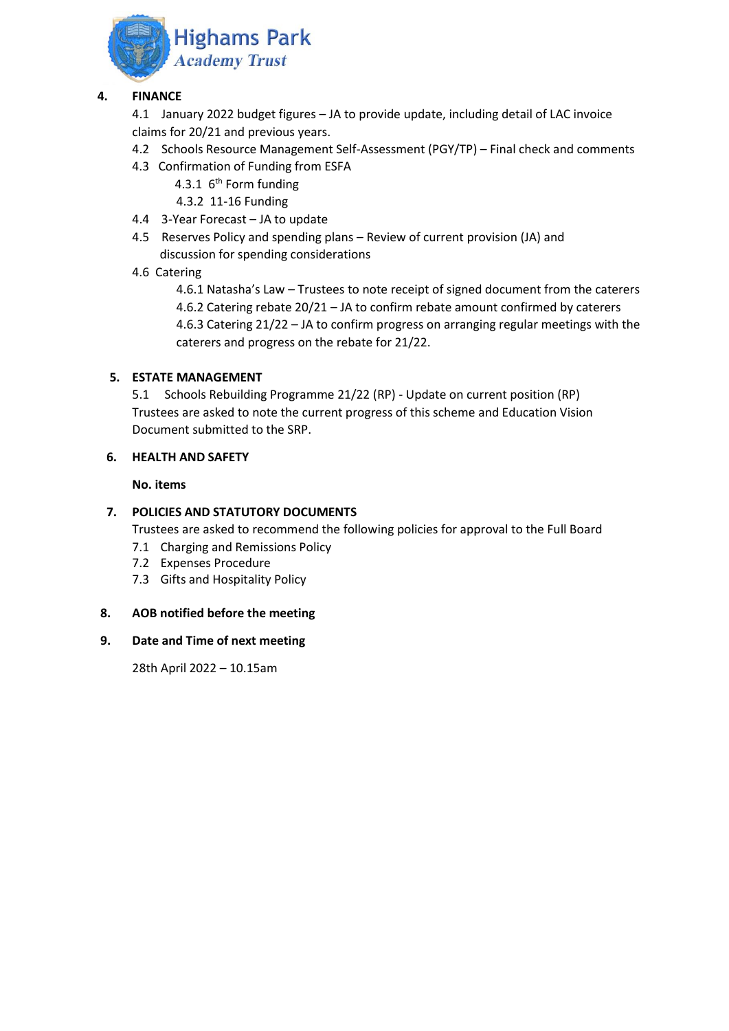## 4. FINANCE

4.1 January 2022 budget figures – JA to provide update, including detail of LAC invoice claims for 20/21 and previous years.

4.2 Schools Resource Management Self-Assessment (PGY/TP) – Final check and comments

4.3 Confirmation of Funding from ESFA

- 4.3.1 6th Form funding
- 4.3.2 11-16 Funding

4.4 3-Year Forecast – JA to update

4.5 Reserves Policy and spending plans – Review of current provision (JA) and discussion for spending considerations

4.6 Catering

- 4.6.1 Natasha's Law – Trustees to note receipt of signed document from the caterers
- 4.6.2 Catering rebate 20/21 – JA to confirm rebate amount confirmed by caterers
- 4.6.3 Catering 21/22 – JA to confirm progress on arranging regular meetings with the caterers and progress on the rebate for 21/22.

## 5. ESTATE MANAGEMENT

5.1 Schools Rebuilding Programme 21/22 (RP) - Update on current position (RP) Trustees are asked to note the current progress of this scheme and Education Vision Document submitted to the SRP.

## 6. HEALTH AND SAFETY

**No. items**

## 7. POLICIES AND STATUTORY DOCUMENTS

Trustees are asked to recommend the following policies for approval to the Full Board

7.1 Charging and Remissions Policy

7.2 Expenses Procedure

7.3 Gifts and Hospitality Policy

## 8. AOB notified before the meeting

## 9. Date and Time of next meeting

28th April 2022 – 10.15am